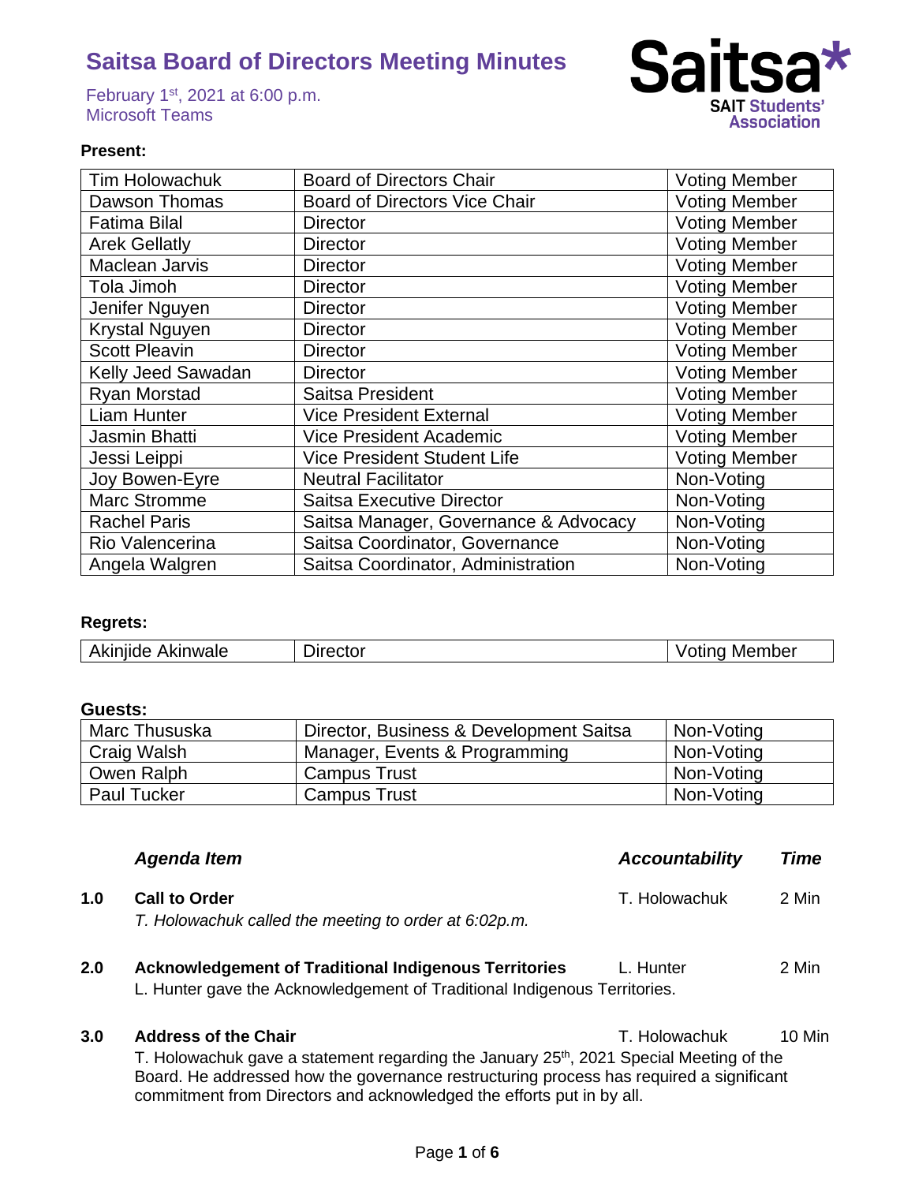# Saitsa Board of Directors Meeting Minutes

February 1st, 2021 at 6:00 p.m.
Microsoft Teams

Saitsa* SAIT Students' Association

**Present:**

| | | |
|---|---|---|
| Tim Holowachuk | Board of Directors Chair | Voting Member |
| Dawson Thomas | Board of Directors Vice Chair | Voting Member |
| Fatima Bilal | Director | Voting Member |
| Arek Gellatly | Director | Voting Member |
| Maclean Jarvis | Director | Voting Member |
| Tola Jimoh | Director | Voting Member |
| Jenifer Nguyen | Director | Voting Member |
| Krystal Nguyen | Director | Voting Member |
| Scott Pleavin | Director | Voting Member |
| Kelly Jeed Sawadan | Director | Voting Member |
| Ryan Morstad | Saitsa President | Voting Member |
| Liam Hunter | Vice President External | Voting Member |
| Jasmin Bhatti | Vice President Academic | Voting Member |
| Jessi Leippi | Vice President Student Life | Voting Member |
| Joy Bowen-Eyre | Neutral Facilitator | Non-Voting |
| Marc Stromme | Saitsa Executive Director | Non-Voting |
| Rachel Paris | Saitsa Manager, Governance & Advocacy | Non-Voting |
| Rio Valencerina | Saitsa Coordinator, Governance | Non-Voting |
| Angela Walgren | Saitsa Coordinator, Administration | Non-Voting |

**Regrets:**

| | | |
|---|---|---|
| Akinjide Akinwale | Director | Voting Member |

**Guests:**

| | | |
|---|---|---|
| Marc Thususka | Director, Business & Development Saitsa | Non-Voting |
| Craig Walsh | Manager, Events & Programming | Non-Voting |
| Owen Ralph | Campus Trust | Non-Voting |
| Paul Tucker | Campus Trust | Non-Voting |

| | *Agenda Item* | *Accountability* | *Time* |
|---|---|---|---|

**1.0 Call to Order** — T. Holowachuk — 2 Min

*T. Holowachuk called the meeting to order at 6:02p.m.*

**2.0 Acknowledgement of Traditional Indigenous Territories** — L. Hunter — 2 Min

L. Hunter gave the Acknowledgement of Traditional Indigenous Territories.

**3.0 Address of the Chair** — T. Holowachuk — 10 Min

T. Holowachuk gave a statement regarding the January 25th, 2021 Special Meeting of the Board. He addressed how the governance restructuring process has required a significant commitment from Directors and acknowledged the efforts put in by all.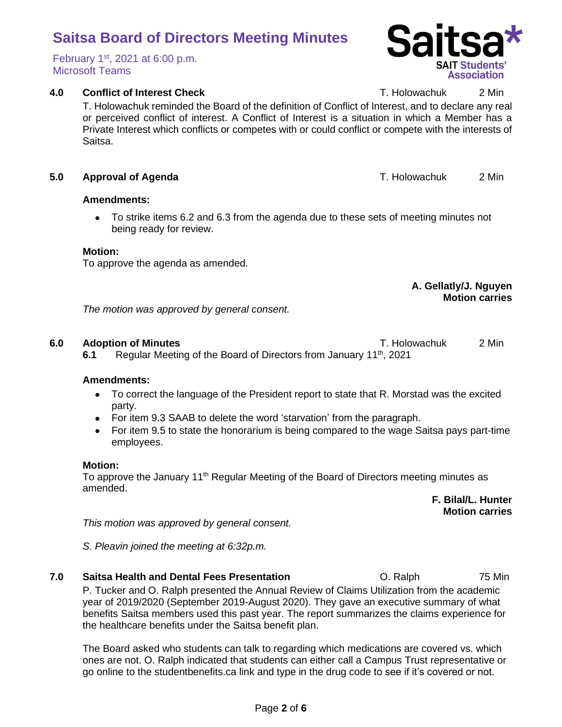**4.0 Conflict of Interest Check** T. Holowachuk 2 Min

T. Holowachuk reminded the Board of the definition of Conflict of Interest, and to declare any real or perceived conflict of interest. A Conflict of Interest is a situation in which a Member has a Private Interest which conflicts or competes with or could conflict or compete with the interests of Saitsa.

**5.0 Approval of Agenda** T. Holowachuk 2 Min

**Amendments:**

- To strike items 6.2 and 6.3 from the agenda due to these sets of meeting minutes not being ready for review.

**Motion:**
To approve the agenda as amended.

**A. Gellatly/J. Nguyen**
**Motion carries**

*The motion was approved by general consent.*

**6.0 Adoption of Minutes** T. Holowachuk 2 Min

**6.1** Regular Meeting of the Board of Directors from January 11th, 2021

**Amendments:**

- To correct the language of the President report to state that R. Morstad was the excited party.
- For item 9.3 SAAB to delete the word 'starvation' from the paragraph.
- For item 9.5 to state the honorarium is being compared to the wage Saitsa pays part-time employees.

**Motion:**
To approve the January 11th Regular Meeting of the Board of Directors meeting minutes as amended.

**F. Bilal/L. Hunter**
**Motion carries**

*This motion was approved by general consent.*

*S. Pleavin joined the meeting at 6:32p.m.*

**7.0 Saitsa Health and Dental Fees Presentation** O. Ralph 75 Min

P. Tucker and O. Ralph presented the Annual Review of Claims Utilization from the academic year of 2019/2020 (September 2019-August 2020). They gave an executive summary of what benefits Saitsa members used this past year. The report summarizes the claims experience for the healthcare benefits under the Saitsa benefit plan.

The Board asked who students can talk to regarding which medications are covered vs. which ones are not. O. Ralph indicated that students can either call a Campus Trust representative or go online to the studentbenefits.ca link and type in the drug code to see if it's covered or not.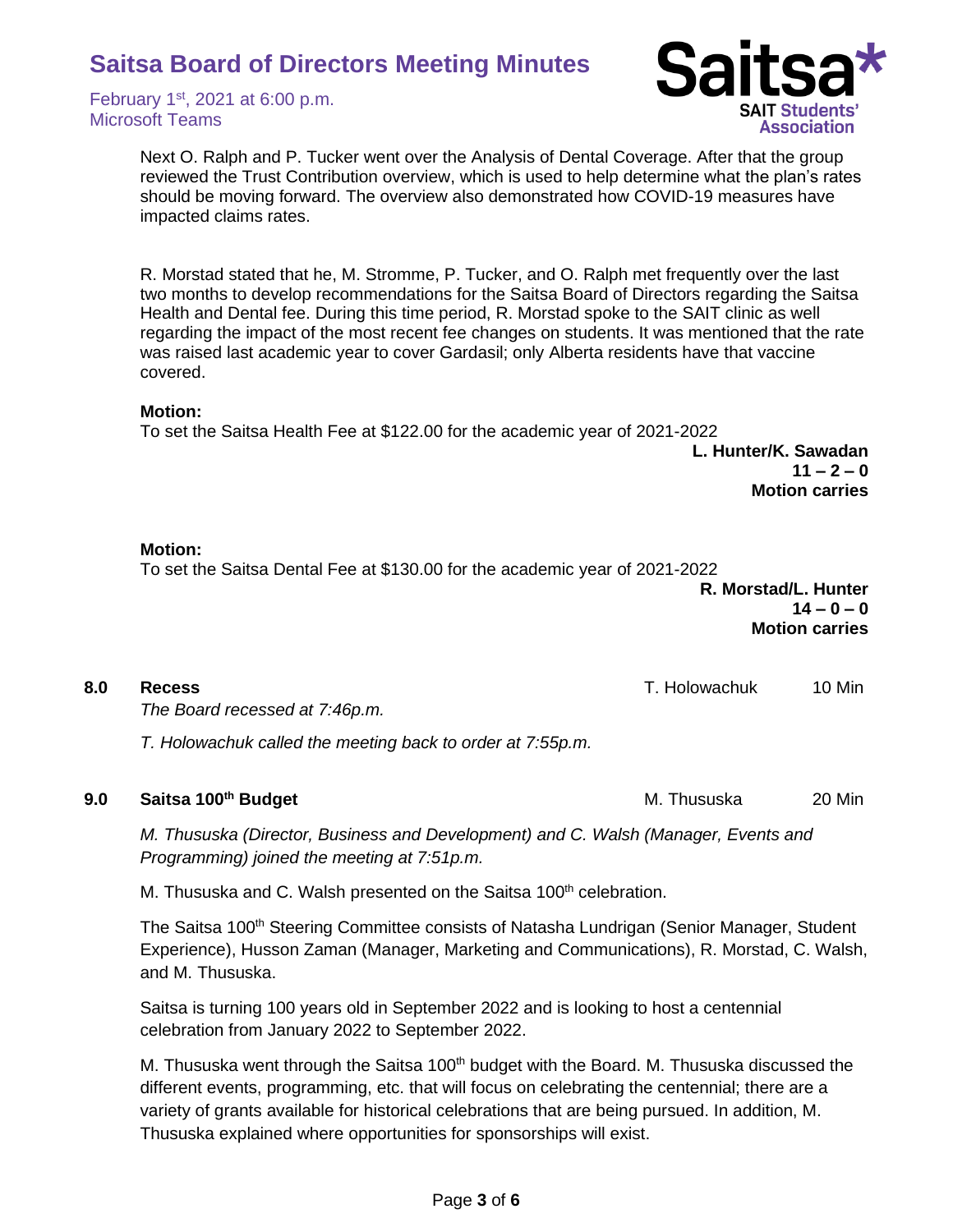Next O. Ralph and P. Tucker went over the Analysis of Dental Coverage. After that the group reviewed the Trust Contribution overview, which is used to help determine what the plan's rates should be moving forward. The overview also demonstrated how COVID-19 measures have impacted claims rates.

R. Morstad stated that he, M. Stromme, P. Tucker, and O. Ralph met frequently over the last two months to develop recommendations for the Saitsa Board of Directors regarding the Saitsa Health and Dental fee. During this time period, R. Morstad spoke to the SAIT clinic as well regarding the impact of the most recent fee changes on students. It was mentioned that the rate was raised last academic year to cover Gardasil; only Alberta residents have that vaccine covered.

**Motion:**
To set the Saitsa Health Fee at $122.00 for the academic year of 2021-2022

**L. Hunter/K. Sawadan**
**11 – 2 – 0**
**Motion carries**

**Motion:**
To set the Saitsa Dental Fee at $130.00 for the academic year of 2021-2022

**R. Morstad/L. Hunter**
**14 – 0 – 0**
**Motion carries**

## 8.0 Recess — T. Holowachuk — 10 Min

*The Board recessed at 7:46p.m.*

*T. Holowachuk called the meeting back to order at 7:55p.m.*

## 9.0 Saitsa 100th Budget — M. Thususka — 20 Min

*M. Thususka (Director, Business and Development) and C. Walsh (Manager, Events and Programming) joined the meeting at 7:51p.m.*

M. Thususka and C. Walsh presented on the Saitsa 100th celebration.

The Saitsa 100th Steering Committee consists of Natasha Lundrigan (Senior Manager, Student Experience), Husson Zaman (Manager, Marketing and Communications), R. Morstad, C. Walsh, and M. Thususka.

Saitsa is turning 100 years old in September 2022 and is looking to host a centennial celebration from January 2022 to September 2022.

M. Thususka went through the Saitsa 100th budget with the Board. M. Thususka discussed the different events, programming, etc. that will focus on celebrating the centennial; there are a variety of grants available for historical celebrations that are being pursued. In addition, M. Thususka explained where opportunities for sponsorships will exist.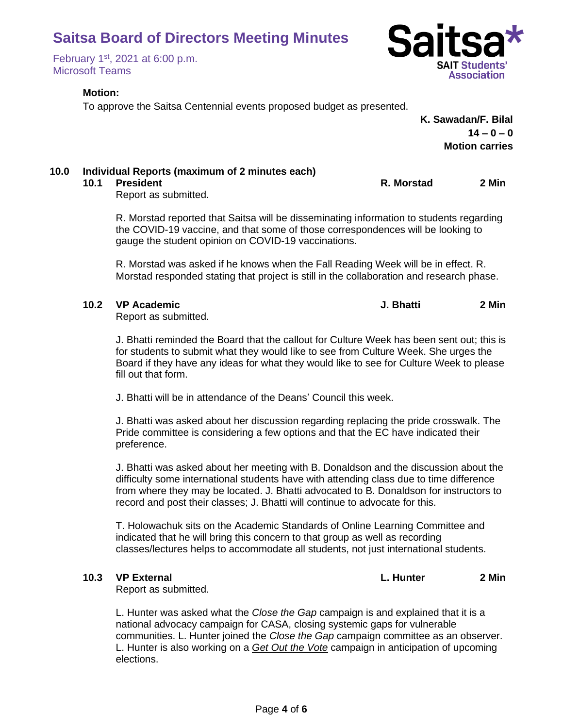**Motion:**

To approve the Saitsa Centennial events proposed budget as presented.

**K. Sawadan/F. Bilal**
**14 – 0 – 0**
**Motion carries**

## 10.0 Individual Reports (maximum of 2 minutes each)

### 10.1 President — R. Morstad — 2 Min

Report as submitted.

R. Morstad reported that Saitsa will be disseminating information to students regarding the COVID-19 vaccine, and that some of those correspondences will be looking to gauge the student opinion on COVID-19 vaccinations.

R. Morstad was asked if he knows when the Fall Reading Week will be in effect. R. Morstad responded stating that project is still in the collaboration and research phase.

### 10.2 VP Academic — J. Bhatti — 2 Min

Report as submitted.

J. Bhatti reminded the Board that the callout for Culture Week has been sent out; this is for students to submit what they would like to see from Culture Week. She urges the Board if they have any ideas for what they would like to see for Culture Week to please fill out that form.

J. Bhatti will be in attendance of the Deans' Council this week.

J. Bhatti was asked about her discussion regarding replacing the pride crosswalk. The Pride committee is considering a few options and that the EC have indicated their preference.

J. Bhatti was asked about her meeting with B. Donaldson and the discussion about the difficulty some international students have with attending class due to time difference from where they may be located. J. Bhatti advocated to B. Donaldson for instructors to record and post their classes; J. Bhatti will continue to advocate for this.

T. Holowachuk sits on the Academic Standards of Online Learning Committee and indicated that he will bring this concern to that group as well as recording classes/lectures helps to accommodate all students, not just international students.

### 10.3 VP External — L. Hunter — 2 Min

Report as submitted.

L. Hunter was asked what the *Close the Gap* campaign is and explained that it is a national advocacy campaign for CASA, closing systemic gaps for vulnerable communities. L. Hunter joined the *Close the Gap* campaign committee as an observer. L. Hunter is also working on a <u>*Get Out the Vote*</u> campaign in anticipation of upcoming elections.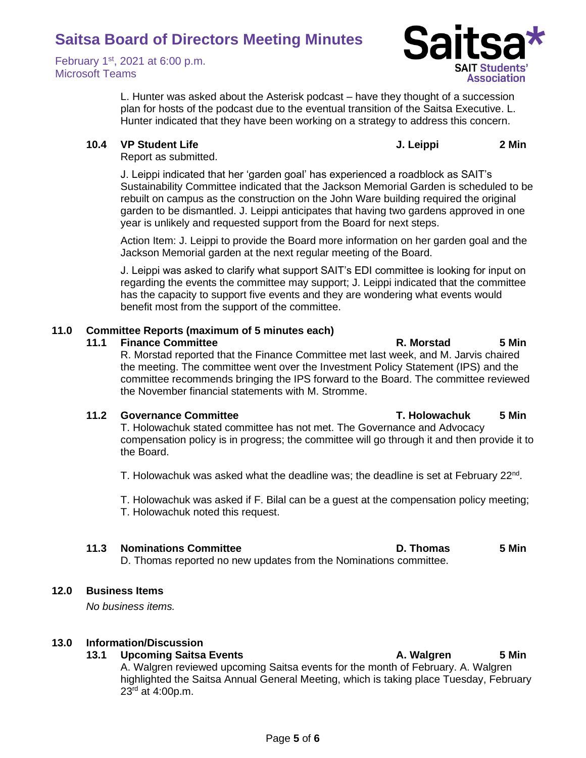L. Hunter was asked about the Asterisk podcast – have they thought of a succession plan for hosts of the podcast due to the eventual transition of the Saitsa Executive. L. Hunter indicated that they have been working on a strategy to address this concern.

**10.4 VP Student Life** — **J. Leippi** — **2 Min**

Report as submitted.

J. Leippi indicated that her 'garden goal' has experienced a roadblock as SAIT's Sustainability Committee indicated that the Jackson Memorial Garden is scheduled to be rebuilt on campus as the construction on the John Ware building required the original garden to be dismantled. J. Leippi anticipates that having two gardens approved in one year is unlikely and requested support from the Board for next steps.

Action Item: J. Leippi to provide the Board more information on her garden goal and the Jackson Memorial garden at the next regular meeting of the Board.

J. Leippi was asked to clarify what support SAIT's EDI committee is looking for input on regarding the events the committee may support; J. Leippi indicated that the committee has the capacity to support five events and they are wondering what events would benefit most from the support of the committee.

## 11.0 Committee Reports (maximum of 5 minutes each)

**11.1 Finance Committee** — **R. Morstad** — **5 Min**

R. Morstad reported that the Finance Committee met last week, and M. Jarvis chaired the meeting. The committee went over the Investment Policy Statement (IPS) and the committee recommends bringing the IPS forward to the Board. The committee reviewed the November financial statements with M. Stromme.

**11.2 Governance Committee** — **T. Holowachuk** — **5 Min**

T. Holowachuk stated committee has not met. The Governance and Advocacy compensation policy is in progress; the committee will go through it and then provide it to the Board.

T. Holowachuk was asked what the deadline was; the deadline is set at February 22nd.

T. Holowachuk was asked if F. Bilal can be a guest at the compensation policy meeting; T. Holowachuk noted this request.

**11.3 Nominations Committee** — **D. Thomas** — **5 Min**

D. Thomas reported no new updates from the Nominations committee.

## 12.0 Business Items

*No business items.*

## 13.0 Information/Discussion

**13.1 Upcoming Saitsa Events** — **A. Walgren** — **5 Min**

A. Walgren reviewed upcoming Saitsa events for the month of February. A. Walgren highlighted the Saitsa Annual General Meeting, which is taking place Tuesday, February 23rd at 4:00p.m.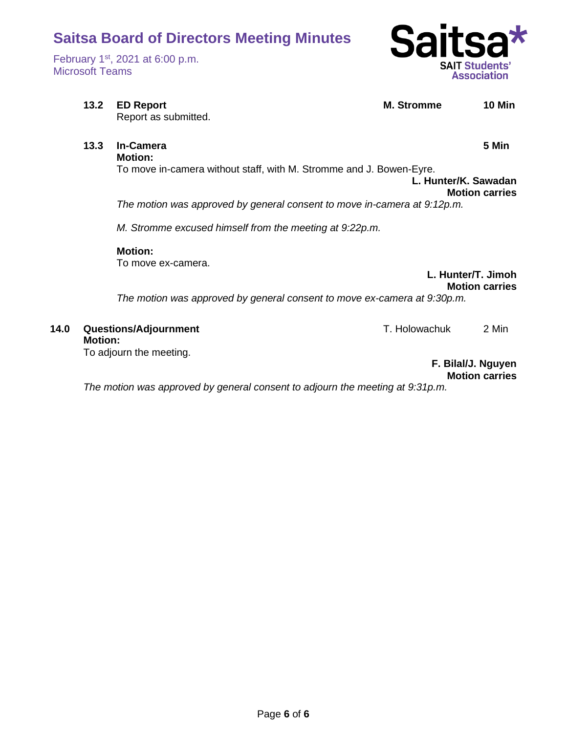**13.2 ED Report** **M. Stromme** **10 Min**

Report as submitted.

**13.3 In-Camera** **5 Min**

**Motion:**

To move in-camera without staff, with M. Stromme and J. Bowen-Eyre.

**L. Hunter/K. Sawadan**
**Motion carries**

*The motion was approved by general consent to move in-camera at 9:12p.m.*

*M. Stromme excused himself from the meeting at 9:22p.m.*

**Motion:**

To move ex-camera.

**L. Hunter/T. Jimoh**
**Motion carries**

*The motion was approved by general consent to move ex-camera at 9:30p.m.*

**14.0 Questions/Adjournment** T. Holowachuk 2 Min

**Motion:**

To adjourn the meeting.

**F. Bilal/J. Nguyen**
**Motion carries**

*The motion was approved by general consent to adjourn the meeting at 9:31p.m.*